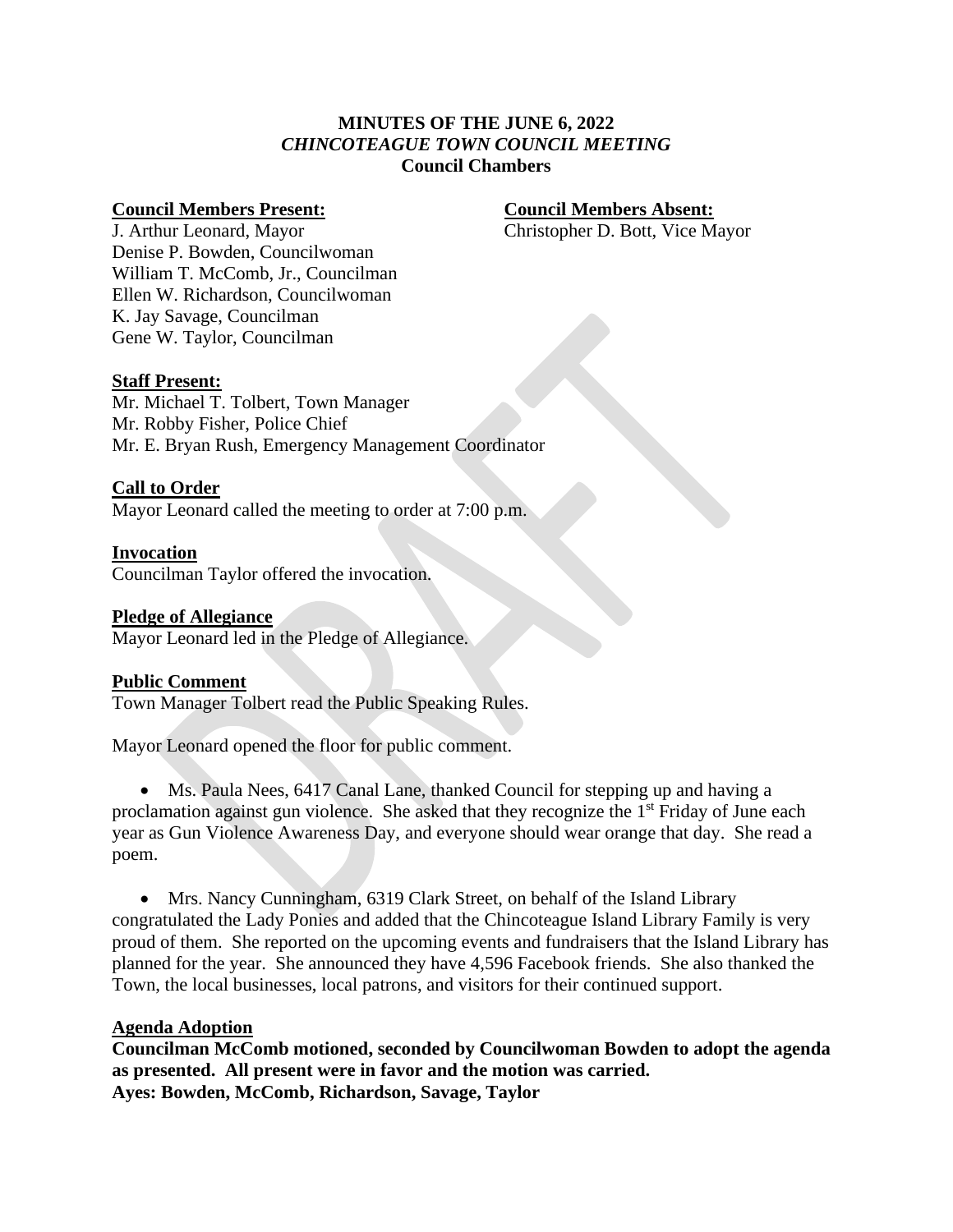# MINUTES OF THE JUNE 6, 2022
## *CHINCOTEAGUE TOWN COUNCIL MEETING*
## Council Chambers

**Council Members Present:**
J. Arthur Leonard, Mayor
Denise P. Bowden, Councilwoman
William T. McComb, Jr., Councilman
Ellen W. Richardson, Councilwoman
K. Jay Savage, Councilman
Gene W. Taylor, Councilman

**Council Members Absent:**
Christopher D. Bott, Vice Mayor

**Staff Present:**
Mr. Michael T. Tolbert, Town Manager
Mr. Robby Fisher, Police Chief
Mr. E. Bryan Rush, Emergency Management Coordinator

**Call to Order**
Mayor Leonard called the meeting to order at 7:00 p.m.

**Invocation**
Councilman Taylor offered the invocation.

**Pledge of Allegiance**
Mayor Leonard led in the Pledge of Allegiance.

**Public Comment**
Town Manager Tolbert read the Public Speaking Rules.

Mayor Leonard opened the floor for public comment.

- Ms. Paula Nees, 6417 Canal Lane, thanked Council for stepping up and having a proclamation against gun violence. She asked that they recognize the 1st Friday of June each year as Gun Violence Awareness Day, and everyone should wear orange that day. She read a poem.

- Mrs. Nancy Cunningham, 6319 Clark Street, on behalf of the Island Library congratulated the Lady Ponies and added that the Chincoteague Island Library Family is very proud of them. She reported on the upcoming events and fundraisers that the Island Library has planned for the year. She announced they have 4,596 Facebook friends. She also thanked the Town, the local businesses, local patrons, and visitors for their continued support.

**Agenda Adoption**
**Councilman McComb motioned, seconded by Councilwoman Bowden to adopt the agenda as presented. All present were in favor and the motion was carried.**
**Ayes: Bowden, McComb, Richardson, Savage, Taylor**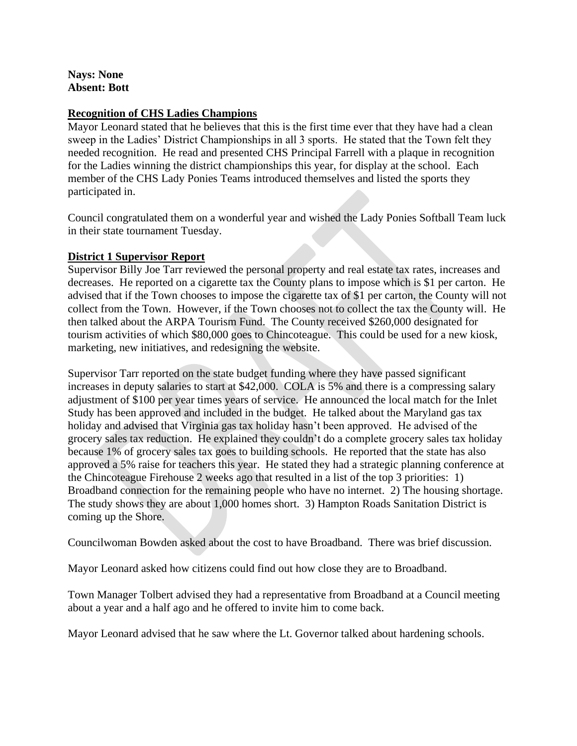**Nays: None**
**Absent: Bott**

**Recognition of CHS Ladies Champions**

Mayor Leonard stated that he believes that this is the first time ever that they have had a clean sweep in the Ladies' District Championships in all 3 sports. He stated that the Town felt they needed recognition. He read and presented CHS Principal Farrell with a plaque in recognition for the Ladies winning the district championships this year, for display at the school. Each member of the CHS Lady Ponies Teams introduced themselves and listed the sports they participated in.

Council congratulated them on a wonderful year and wished the Lady Ponies Softball Team luck in their state tournament Tuesday.

**District 1 Supervisor Report**

Supervisor Billy Joe Tarr reviewed the personal property and real estate tax rates, increases and decreases. He reported on a cigarette tax the County plans to impose which is $1 per carton. He advised that if the Town chooses to impose the cigarette tax of $1 per carton, the County will not collect from the Town. However, if the Town chooses not to collect the tax the County will. He then talked about the ARPA Tourism Fund. The County received $260,000 designated for tourism activities of which $80,000 goes to Chincoteague. This could be used for a new kiosk, marketing, new initiatives, and redesigning the website.

Supervisor Tarr reported on the state budget funding where they have passed significant increases in deputy salaries to start at $42,000. COLA is 5% and there is a compressing salary adjustment of $100 per year times years of service. He announced the local match for the Inlet Study has been approved and included in the budget. He talked about the Maryland gas tax holiday and advised that Virginia gas tax holiday hasn't been approved. He advised of the grocery sales tax reduction. He explained they couldn't do a complete grocery sales tax holiday because 1% of grocery sales tax goes to building schools. He reported that the state has also approved a 5% raise for teachers this year. He stated they had a strategic planning conference at the Chincoteague Firehouse 2 weeks ago that resulted in a list of the top 3 priorities: 1) Broadband connection for the remaining people who have no internet. 2) The housing shortage. The study shows they are about 1,000 homes short. 3) Hampton Roads Sanitation District is coming up the Shore.

Councilwoman Bowden asked about the cost to have Broadband. There was brief discussion.

Mayor Leonard asked how citizens could find out how close they are to Broadband.

Town Manager Tolbert advised they had a representative from Broadband at a Council meeting about a year and a half ago and he offered to invite him to come back.

Mayor Leonard advised that he saw where the Lt. Governor talked about hardening schools.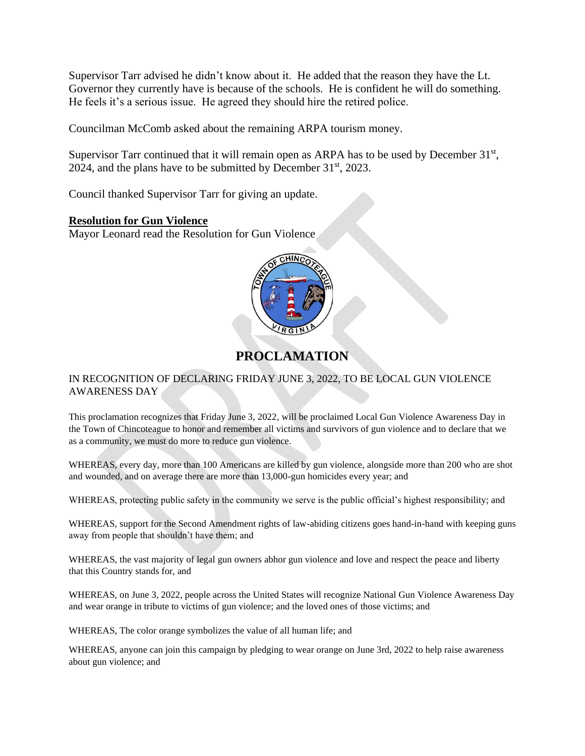Supervisor Tarr advised he didn't know about it. He added that the reason they have the Lt. Governor they currently have is because of the schools. He is confident he will do something. He feels it's a serious issue. He agreed they should hire the retired police.

Councilman McComb asked about the remaining ARPA tourism money.

Supervisor Tarr continued that it will remain open as ARPA has to be used by December 31st, 2024, and the plans have to be submitted by December 31st, 2023.

Council thanked Supervisor Tarr for giving an update.

**Resolution for Gun Violence**

Mayor Leonard read the Resolution for Gun Violence

# PROCLAMATION

IN RECOGNITION OF DECLARING FRIDAY JUNE 3, 2022, TO BE LOCAL GUN VIOLENCE AWARENESS DAY

This proclamation recognizes that Friday June 3, 2022, will be proclaimed Local Gun Violence Awareness Day in the Town of Chincoteague to honor and remember all victims and survivors of gun violence and to declare that we as a community, we must do more to reduce gun violence.

WHEREAS, every day, more than 100 Americans are killed by gun violence, alongside more than 200 who are shot and wounded, and on average there are more than 13,000-gun homicides every year; and

WHEREAS, protecting public safety in the community we serve is the public official's highest responsibility; and

WHEREAS, support for the Second Amendment rights of law-abiding citizens goes hand-in-hand with keeping guns away from people that shouldn't have them; and

WHEREAS, the vast majority of legal gun owners abhor gun violence and love and respect the peace and liberty that this Country stands for, and

WHEREAS, on June 3, 2022, people across the United States will recognize National Gun Violence Awareness Day and wear orange in tribute to victims of gun violence; and the loved ones of those victims; and

WHEREAS, The color orange symbolizes the value of all human life; and

WHEREAS, anyone can join this campaign by pledging to wear orange on June 3rd, 2022 to help raise awareness about gun violence; and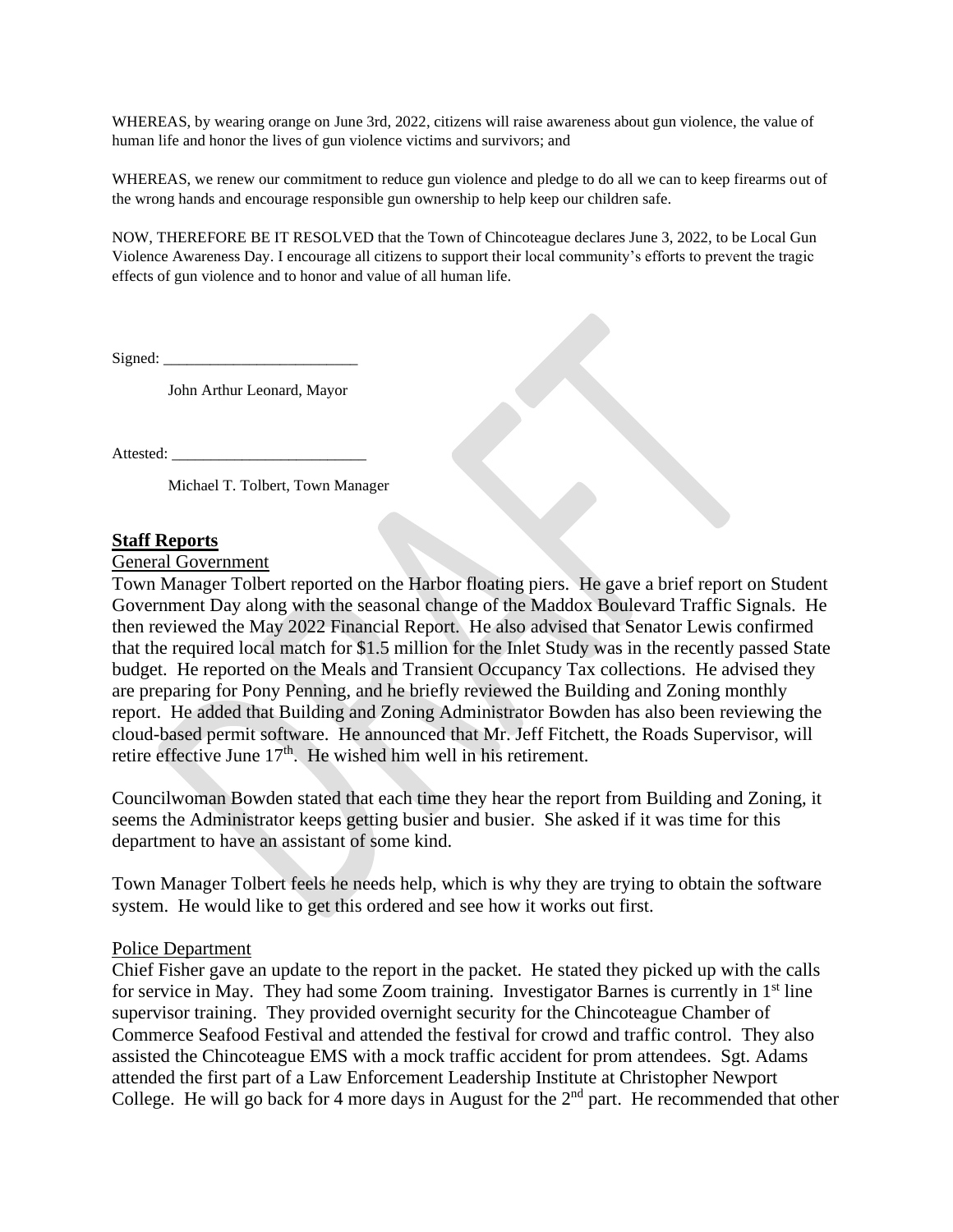WHEREAS, by wearing orange on June 3rd, 2022, citizens will raise awareness about gun violence, the value of human life and honor the lives of gun violence victims and survivors; and

WHEREAS, we renew our commitment to reduce gun violence and pledge to do all we can to keep firearms out of the wrong hands and encourage responsible gun ownership to help keep our children safe.

NOW, THEREFORE BE IT RESOLVED that the Town of Chincoteague declares June 3, 2022, to be Local Gun Violence Awareness Day. I encourage all citizens to support their local community's efforts to prevent the tragic effects of gun violence and to honor and value of all human life.

Signed: _________________________

John Arthur Leonard, Mayor

Attested: _________________________

Michael T. Tolbert, Town Manager

## Staff Reports

### General Government

Town Manager Tolbert reported on the Harbor floating piers. He gave a brief report on Student Government Day along with the seasonal change of the Maddox Boulevard Traffic Signals. He then reviewed the May 2022 Financial Report. He also advised that Senator Lewis confirmed that the required local match for $1.5 million for the Inlet Study was in the recently passed State budget. He reported on the Meals and Transient Occupancy Tax collections. He advised they are preparing for Pony Penning, and he briefly reviewed the Building and Zoning monthly report. He added that Building and Zoning Administrator Bowden has also been reviewing the cloud-based permit software. He announced that Mr. Jeff Fitchett, the Roads Supervisor, will retire effective June 17th. He wished him well in his retirement.

Councilwoman Bowden stated that each time they hear the report from Building and Zoning, it seems the Administrator keeps getting busier and busier. She asked if it was time for this department to have an assistant of some kind.

Town Manager Tolbert feels he needs help, which is why they are trying to obtain the software system. He would like to get this ordered and see how it works out first.

### Police Department

Chief Fisher gave an update to the report in the packet. He stated they picked up with the calls for service in May. They had some Zoom training. Investigator Barnes is currently in 1st line supervisor training. They provided overnight security for the Chincoteague Chamber of Commerce Seafood Festival and attended the festival for crowd and traffic control. They also assisted the Chincoteague EMS with a mock traffic accident for prom attendees. Sgt. Adams attended the first part of a Law Enforcement Leadership Institute at Christopher Newport College. He will go back for 4 more days in August for the 2nd part. He recommended that other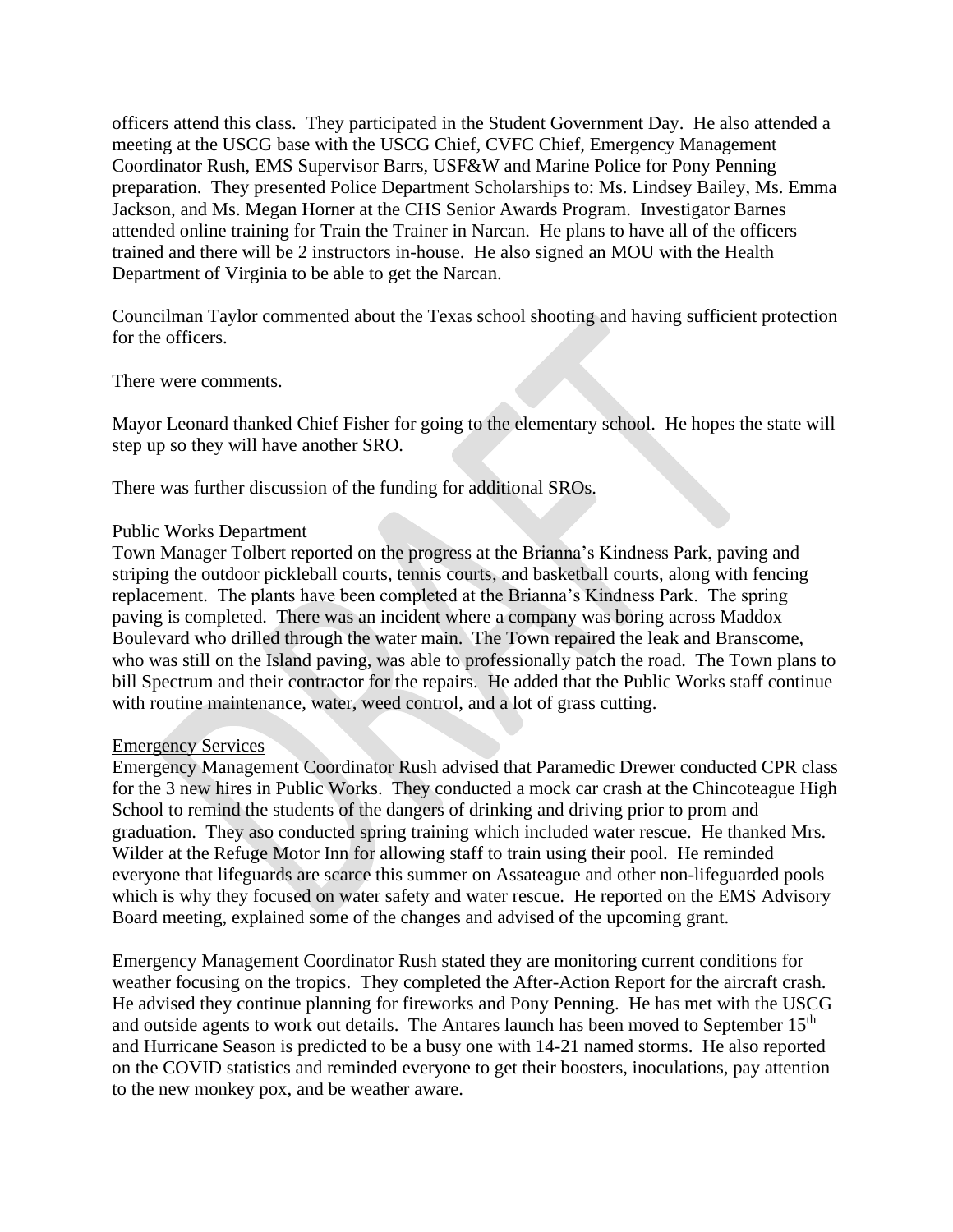officers attend this class. They participated in the Student Government Day. He also attended a meeting at the USCG base with the USCG Chief, CVFC Chief, Emergency Management Coordinator Rush, EMS Supervisor Barrs, USF&W and Marine Police for Pony Penning preparation. They presented Police Department Scholarships to: Ms. Lindsey Bailey, Ms. Emma Jackson, and Ms. Megan Horner at the CHS Senior Awards Program. Investigator Barnes attended online training for Train the Trainer in Narcan. He plans to have all of the officers trained and there will be 2 instructors in-house. He also signed an MOU with the Health Department of Virginia to be able to get the Narcan.

Councilman Taylor commented about the Texas school shooting and having sufficient protection for the officers.

There were comments.

Mayor Leonard thanked Chief Fisher for going to the elementary school. He hopes the state will step up so they will have another SRO.

There was further discussion of the funding for additional SROs.

Public Works Department

Town Manager Tolbert reported on the progress at the Brianna's Kindness Park, paving and striping the outdoor pickleball courts, tennis courts, and basketball courts, along with fencing replacement. The plants have been completed at the Brianna's Kindness Park. The spring paving is completed. There was an incident where a company was boring across Maddox Boulevard who drilled through the water main. The Town repaired the leak and Branscome, who was still on the Island paving, was able to professionally patch the road. The Town plans to bill Spectrum and their contractor for the repairs. He added that the Public Works staff continue with routine maintenance, water, weed control, and a lot of grass cutting.

Emergency Services

Emergency Management Coordinator Rush advised that Paramedic Drewer conducted CPR class for the 3 new hires in Public Works. They conducted a mock car crash at the Chincoteague High School to remind the students of the dangers of drinking and driving prior to prom and graduation. They aso conducted spring training which included water rescue. He thanked Mrs. Wilder at the Refuge Motor Inn for allowing staff to train using their pool. He reminded everyone that lifeguards are scarce this summer on Assateague and other non-lifeguarded pools which is why they focused on water safety and water rescue. He reported on the EMS Advisory Board meeting, explained some of the changes and advised of the upcoming grant.

Emergency Management Coordinator Rush stated they are monitoring current conditions for weather focusing on the tropics. They completed the After-Action Report for the aircraft crash. He advised they continue planning for fireworks and Pony Penning. He has met with the USCG and outside agents to work out details. The Antares launch has been moved to September 15th and Hurricane Season is predicted to be a busy one with 14-21 named storms. He also reported on the COVID statistics and reminded everyone to get their boosters, inoculations, pay attention to the new monkey pox, and be weather aware.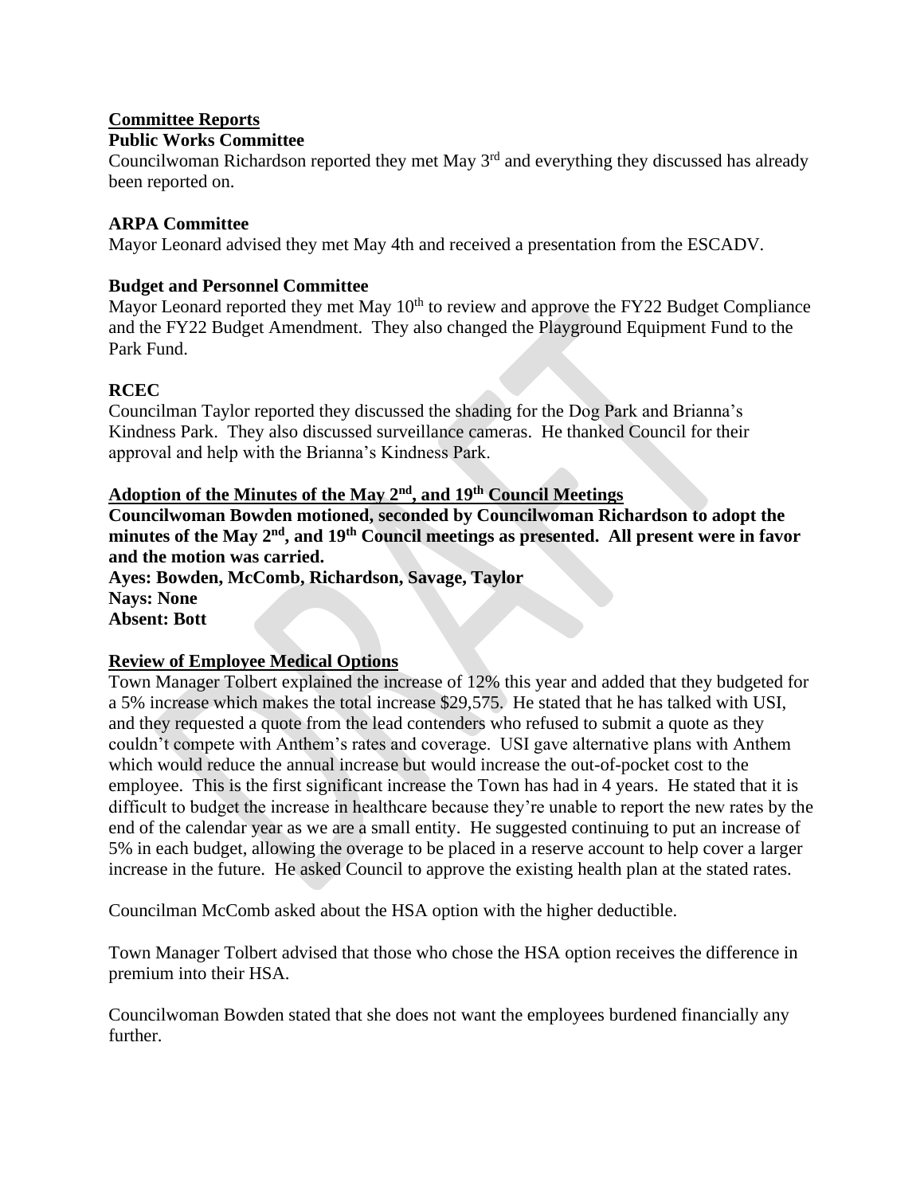## Committee Reports

### Public Works Committee

Councilwoman Richardson reported they met May 3rd and everything they discussed has already been reported on.

### ARPA Committee

Mayor Leonard advised they met May 4th and received a presentation from the ESCADV.

### Budget and Personnel Committee

Mayor Leonard reported they met May 10th to review and approve the FY22 Budget Compliance and the FY22 Budget Amendment. They also changed the Playground Equipment Fund to the Park Fund.

### RCEC

Councilman Taylor reported they discussed the shading for the Dog Park and Brianna's Kindness Park. They also discussed surveillance cameras. He thanked Council for their approval and help with the Brianna's Kindness Park.

## Adoption of the Minutes of the May 2nd, and 19th Council Meetings

**Councilwoman Bowden motioned, seconded by Councilwoman Richardson to adopt the minutes of the May 2nd, and 19th Council meetings as presented. All present were in favor and the motion was carried.**
**Ayes: Bowden, McComb, Richardson, Savage, Taylor**
**Nays: None**
**Absent: Bott**

## Review of Employee Medical Options

Town Manager Tolbert explained the increase of 12% this year and added that they budgeted for a 5% increase which makes the total increase $29,575. He stated that he has talked with USI, and they requested a quote from the lead contenders who refused to submit a quote as they couldn't compete with Anthem's rates and coverage. USI gave alternative plans with Anthem which would reduce the annual increase but would increase the out-of-pocket cost to the employee. This is the first significant increase the Town has had in 4 years. He stated that it is difficult to budget the increase in healthcare because they're unable to report the new rates by the end of the calendar year as we are a small entity. He suggested continuing to put an increase of 5% in each budget, allowing the overage to be placed in a reserve account to help cover a larger increase in the future. He asked Council to approve the existing health plan at the stated rates.

Councilman McComb asked about the HSA option with the higher deductible.

Town Manager Tolbert advised that those who chose the HSA option receives the difference in premium into their HSA.

Councilwoman Bowden stated that she does not want the employees burdened financially any further.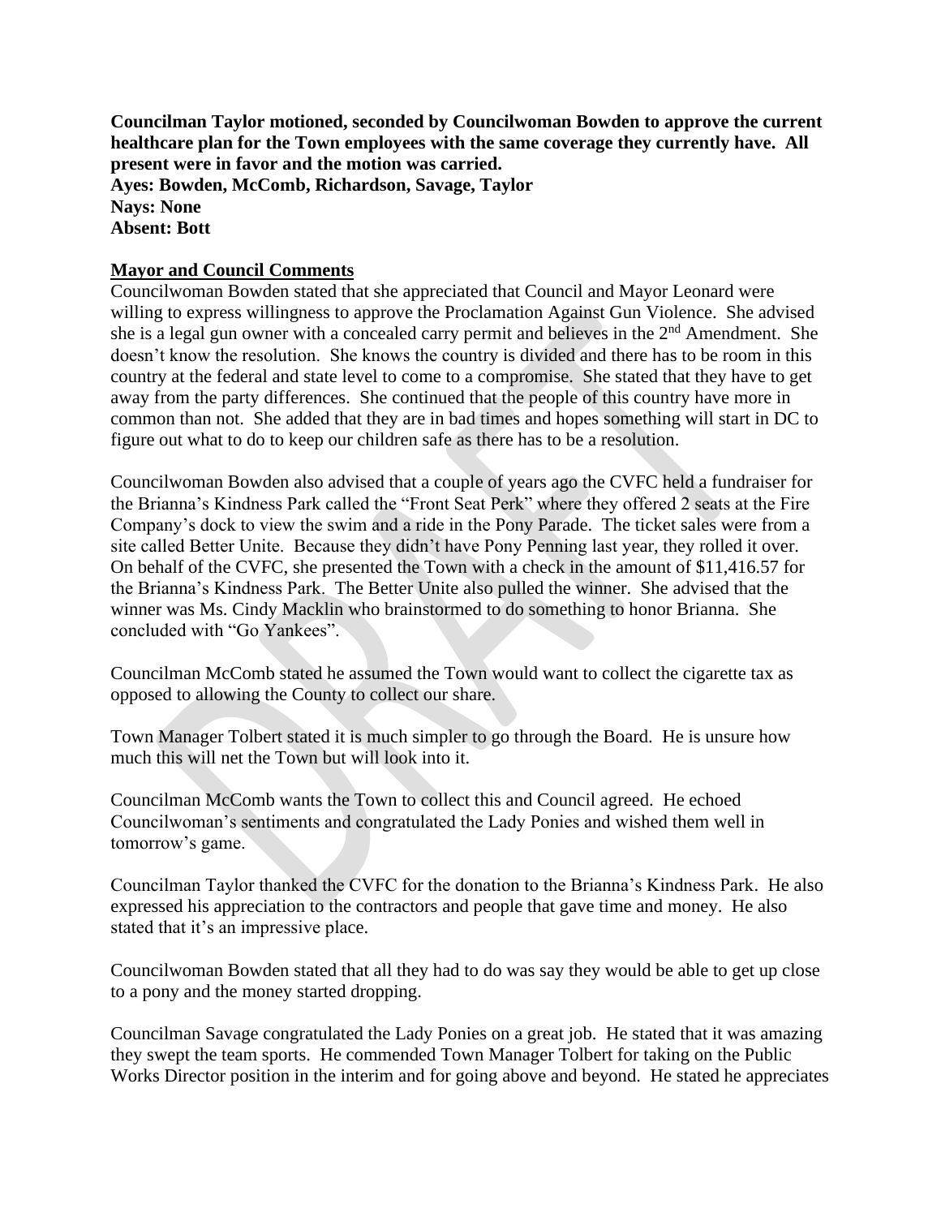**Councilman Taylor motioned, seconded by Councilwoman Bowden to approve the current healthcare plan for the Town employees with the same coverage they currently have. All present were in favor and the motion was carried.**
**Ayes: Bowden, McComb, Richardson, Savage, Taylor**
**Nays: None**
**Absent: Bott**

**Mayor and Council Comments**

Councilwoman Bowden stated that she appreciated that Council and Mayor Leonard were willing to express willingness to approve the Proclamation Against Gun Violence. She advised she is a legal gun owner with a concealed carry permit and believes in the 2nd Amendment. She doesn't know the resolution. She knows the country is divided and there has to be room in this country at the federal and state level to come to a compromise. She stated that they have to get away from the party differences. She continued that the people of this country have more in common than not. She added that they are in bad times and hopes something will start in DC to figure out what to do to keep our children safe as there has to be a resolution.

Councilwoman Bowden also advised that a couple of years ago the CVFC held a fundraiser for the Brianna's Kindness Park called the "Front Seat Perk" where they offered 2 seats at the Fire Company's dock to view the swim and a ride in the Pony Parade. The ticket sales were from a site called Better Unite. Because they didn't have Pony Penning last year, they rolled it over. On behalf of the CVFC, she presented the Town with a check in the amount of $11,416.57 for the Brianna's Kindness Park. The Better Unite also pulled the winner. She advised that the winner was Ms. Cindy Macklin who brainstormed to do something to honor Brianna. She concluded with "Go Yankees".

Councilman McComb stated he assumed the Town would want to collect the cigarette tax as opposed to allowing the County to collect our share.

Town Manager Tolbert stated it is much simpler to go through the Board. He is unsure how much this will net the Town but will look into it.

Councilman McComb wants the Town to collect this and Council agreed. He echoed Councilwoman's sentiments and congratulated the Lady Ponies and wished them well in tomorrow's game.

Councilman Taylor thanked the CVFC for the donation to the Brianna's Kindness Park. He also expressed his appreciation to the contractors and people that gave time and money. He also stated that it's an impressive place.

Councilwoman Bowden stated that all they had to do was say they would be able to get up close to a pony and the money started dropping.

Councilman Savage congratulated the Lady Ponies on a great job. He stated that it was amazing they swept the team sports. He commended Town Manager Tolbert for taking on the Public Works Director position in the interim and for going above and beyond. He stated he appreciates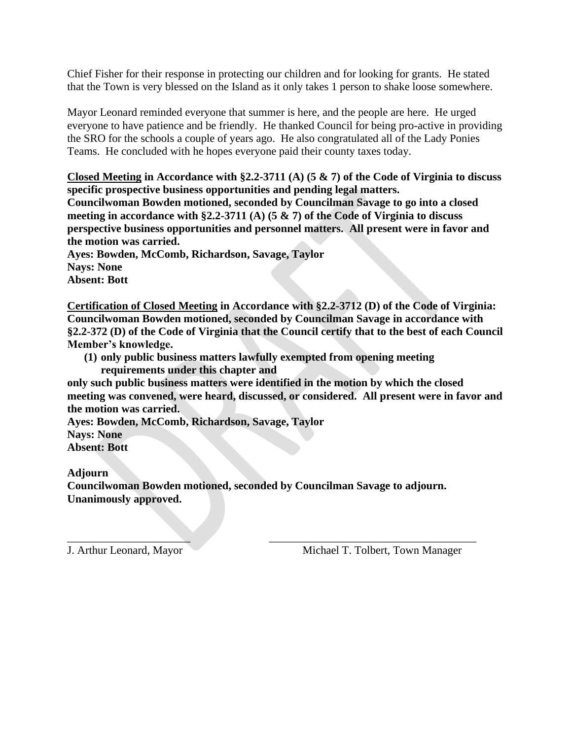Chief Fisher for their response in protecting our children and for looking for grants. He stated that the Town is very blessed on the Island as it only takes 1 person to shake loose somewhere.

Mayor Leonard reminded everyone that summer is here, and the people are here. He urged everyone to have patience and be friendly. He thanked Council for being pro-active in providing the SRO for the schools a couple of years ago. He also congratulated all of the Lady Ponies Teams. He concluded with he hopes everyone paid their county taxes today.

**<u>Closed Meeting</u> in Accordance with §2.2-3711 (A) (5 & 7) of the Code of Virginia to discuss specific prospective business opportunities and pending legal matters.**
**Councilwoman Bowden motioned, seconded by Councilman Savage to go into a closed meeting in accordance with §2.2-3711 (A) (5 & 7) of the Code of Virginia to discuss perspective business opportunities and personnel matters. All present were in favor and the motion was carried.**
**Ayes: Bowden, McComb, Richardson, Savage, Taylor**
**Nays: None**
**Absent: Bott**

**<u>Certification of Closed Meeting</u> in Accordance with §2.2-3712 (D) of the Code of Virginia:**
**Councilwoman Bowden motioned, seconded by Councilman Savage in accordance with §2.2-372 (D) of the Code of Virginia that the Council certify that to the best of each Council Member's knowledge.**

**(1) only public business matters lawfully exempted from opening meeting requirements under this chapter and**

**only such public business matters were identified in the motion by which the closed meeting was convened, were heard, discussed, or considered. All present were in favor and the motion was carried.**
**Ayes: Bowden, McComb, Richardson, Savage, Taylor**
**Nays: None**
**Absent: Bott**

**Adjourn**
**Councilwoman Bowden motioned, seconded by Councilman Savage to adjourn. Unanimously approved.**

\_\_\_\_\_\_\_\_\_\_\_\_\_\_\_\_\_\_\_\_\_\_ \_\_\_\_\_\_\_\_\_\_\_\_\_\_\_\_\_\_\_\_\_\_\_\_\_\_\_\_\_\_\_\_\_\_\_\_\_\_
J. Arthur Leonard, Mayor Michael T. Tolbert, Town Manager